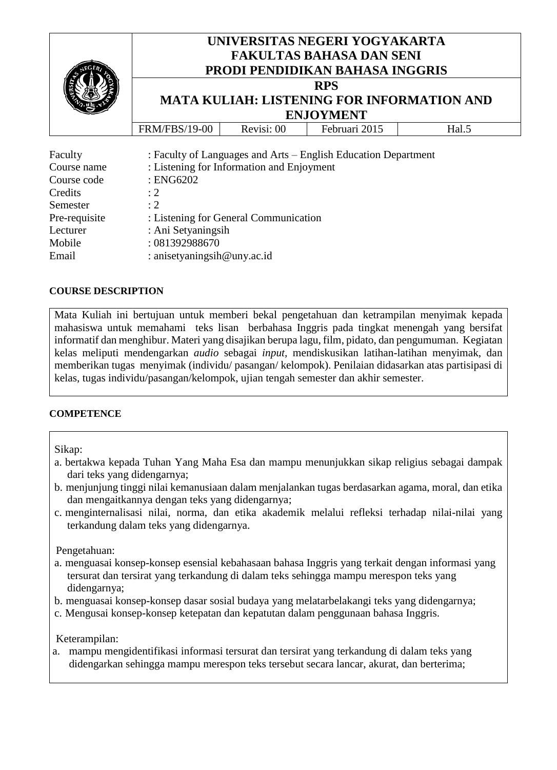| | UNIVERSITAS NEGERI YOGYAKARTA<br>FAKULTAS BAHASA DAN SENI<br>PRODI PENDIDIKAN BAHASA INGGRIS | | | |
|---|---|---|---|---|
| | **RPS**<br>**MATA KULIAH: LISTENING FOR INFORMATION AND ENJOYMENT** | | | |
| | FRM/FBS/19-00 | Revisi: 00 | Februari 2015 | Hal.5 |

Faculty : Faculty of Languages and Arts – English Education Department
Course name : Listening for Information and Enjoyment
Course code : ENG6202
Credits : 2
Semester : 2
Pre-requisite : Listening for General Communication
Lecturer : Ani Setyaningsih
Mobile : 081392988670
Email : anisetyaningsih@uny.ac.id

**COURSE DESCRIPTION**

Mata Kuliah ini bertujuan untuk memberi bekal pengetahuan dan ketrampilan menyimak kepada mahasiswa untuk memahami teks lisan berbahasa Inggris pada tingkat menengah yang bersifat informatif dan menghibur. Materi yang disajikan berupa lagu, film, pidato, dan pengumuman. Kegiatan kelas meliputi mendengarkan *audio* sebagai *input,* mendiskusikan latihan-latihan menyimak, dan memberikan tugas menyimak (individu/ pasangan/ kelompok). Penilaian didasarkan atas partisipasi di kelas, tugas individu/pasangan/kelompok, ujian tengah semester dan akhir semester.

**COMPETENCE**

Sikap:

a. bertakwa kepada Tuhan Yang Maha Esa dan mampu menunjukkan sikap religius sebagai dampak dari teks yang didengarnya;
b. menjunjung tinggi nilai kemanusiaan dalam menjalankan tugas berdasarkan agama, moral, dan etika dan mengaitkannya dengan teks yang didengarnya;
c. menginternalisasi nilai, norma, dan etika akademik melalui refleksi terhadap nilai-nilai yang terkandung dalam teks yang didengarnya.

Pengetahuan:

a. menguasai konsep-konsep esensial kebahasaan bahasa Inggris yang terkait dengan informasi yang tersurat dan tersirat yang terkandung di dalam teks sehingga mampu merespon teks yang didengarnya;
b. menguasai konsep-konsep dasar sosial budaya yang melatarbelakangi teks yang didengarnya;
c. Mengusai konsep-konsep ketepatan dan kepatutan dalam penggunaan bahasa Inggris.

Keterampilan:

a. mampu mengidentifikasi informasi tersurat dan tersirat yang terkandung di dalam teks yang didengarkan sehingga mampu merespon teks tersebut secara lancar, akurat, dan berterima;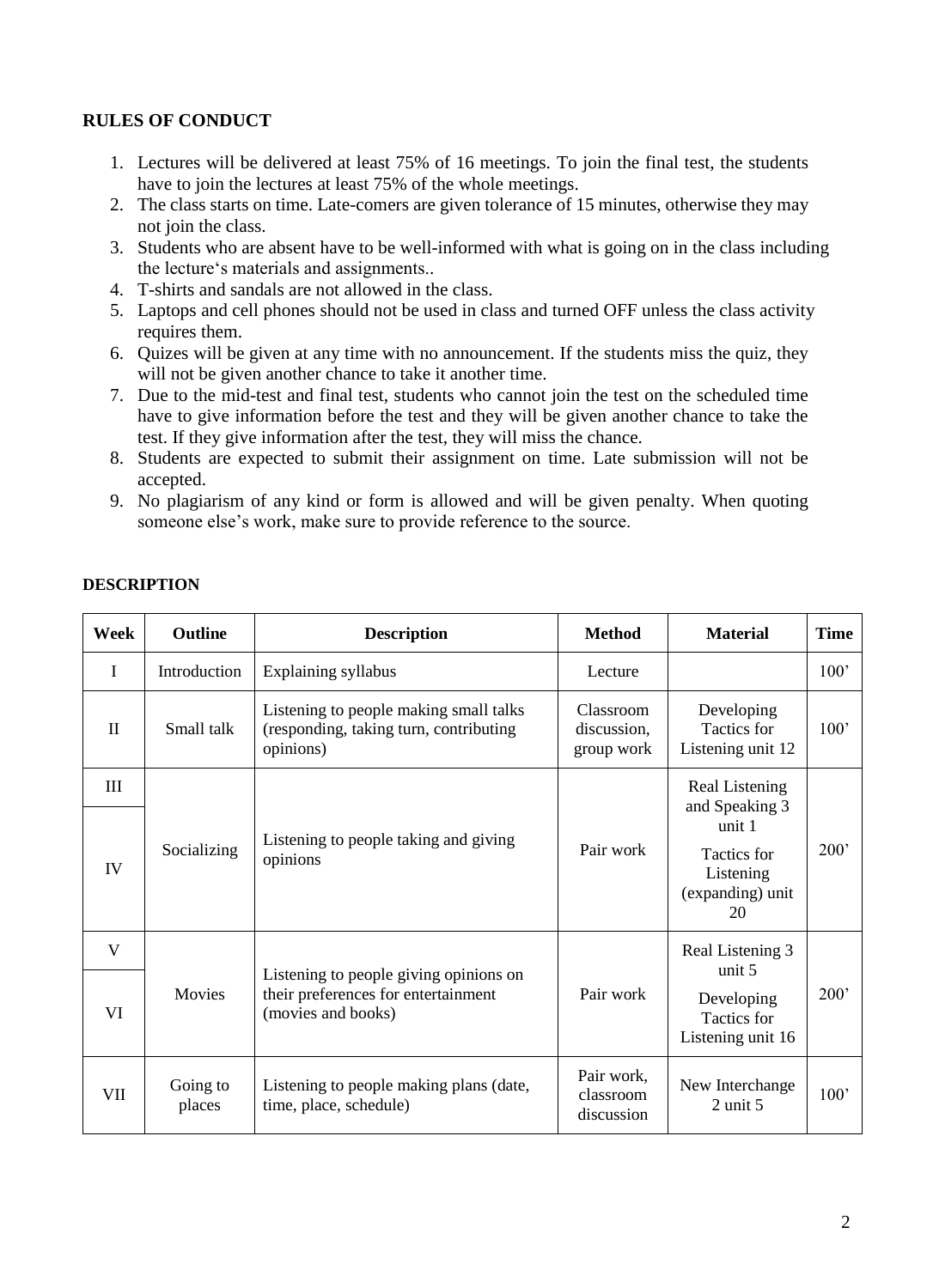**RULES OF CONDUCT**

1. Lectures will be delivered at least 75% of 16 meetings. To join the final test, the students have to join the lectures at least 75% of the whole meetings.
2. The class starts on time. Late-comers are given tolerance of 15 minutes, otherwise they may not join the class.
3. Students who are absent have to be well-informed with what is going on in the class including the lecture's materials and assignments..
4. T-shirts and sandals are not allowed in the class.
5. Laptops and cell phones should not be used in class and turned OFF unless the class activity requires them.
6. Quizes will be given at any time with no announcement. If the students miss the quiz, they will not be given another chance to take it another time.
7. Due to the mid-test and final test, students who cannot join the test on the scheduled time have to give information before the test and they will be given another chance to take the test. If they give information after the test, they will miss the chance.
8. Students are expected to submit their assignment on time. Late submission will not be accepted.
9. No plagiarism of any kind or form is allowed and will be given penalty. When quoting someone else's work, make sure to provide reference to the source.

**DESCRIPTION**

| Week | Outline | Description | Method | Material | Time |
|---|---|---|---|---|---|
| I | Introduction | Explaining syllabus | Lecture | | 100' |
| II | Small talk | Listening to people making small talks (responding, taking turn, contributing opinions) | Classroom discussion, group work | Developing Tactics for Listening unit 12 | 100' |
| III<br>IV | Socializing | Listening to people taking and giving opinions | Pair work | Real Listening and Speaking 3 unit 1<br>Tactics for Listening (expanding) unit 20 | 200' |
| V<br>VI | Movies | Listening to people giving opinions on their preferences for entertainment (movies and books) | Pair work | Real Listening 3 unit 5<br>Developing Tactics for Listening unit 16 | 200' |
| VII | Going to places | Listening to people making plans (date, time, place, schedule) | Pair work, classroom discussion | New Interchange 2 unit 5 | 100' |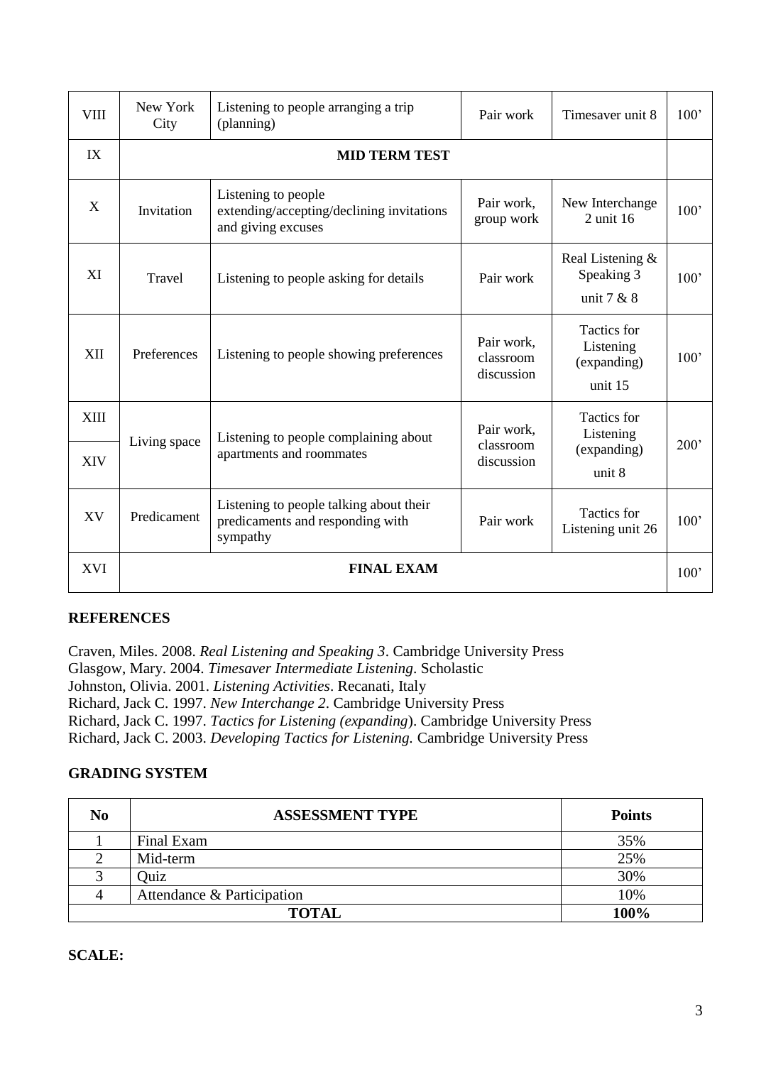| VIII | New York City | Listening to people arranging a trip (planning) | Pair work | Timesaver unit 8 | 100’ |
|---|---|---|---|---|---|
| IX | MID TERM TEST | | | | |
| X | Invitation | Listening to people extending/accepting/declining invitations and giving excuses | Pair work, group work | New Interchange 2 unit 16 | 100’ |
| XI | Travel | Listening to people asking for details | Pair work | Real Listening & Speaking 3 unit 7 & 8 | 100’ |
| XII | Preferences | Listening to people showing preferences | Pair work, classroom discussion | Tactics for Listening (expanding) unit 15 | 100’ |
| XIII | Living space | Listening to people complaining about apartments and roommates | Pair work, classroom discussion | Tactics for Listening (expanding) unit 8 | 200’ |
| XIV | | | | | |
| XV | Predicament | Listening to people talking about their predicaments and responding with sympathy | Pair work | Tactics for Listening unit 26 | 100’ |
| XVI | FINAL EXAM | | | | 100’ |

## REFERENCES

Craven, Miles. 2008. *Real Listening and Speaking 3*. Cambridge University Press
Glasgow, Mary. 2004. *Timesaver Intermediate Listening*. Scholastic
Johnston, Olivia. 2001. *Listening Activities*. Recanati, Italy
Richard, Jack C. 1997. *New Interchange 2*. Cambridge University Press
Richard, Jack C. 1997. *Tactics for Listening (expanding*). Cambridge University Press
Richard, Jack C. 2003. *Developing Tactics for Listening.* Cambridge University Press

## GRADING SYSTEM

| No | ASSESSMENT TYPE | Points |
|---|---|---|
| 1 | Final Exam | 35% |
| 2 | Mid-term | 25% |
| 3 | Quiz | 30% |
| 4 | Attendance & Participation | 10% |
| **TOTAL** | | **100%** |

**SCALE:**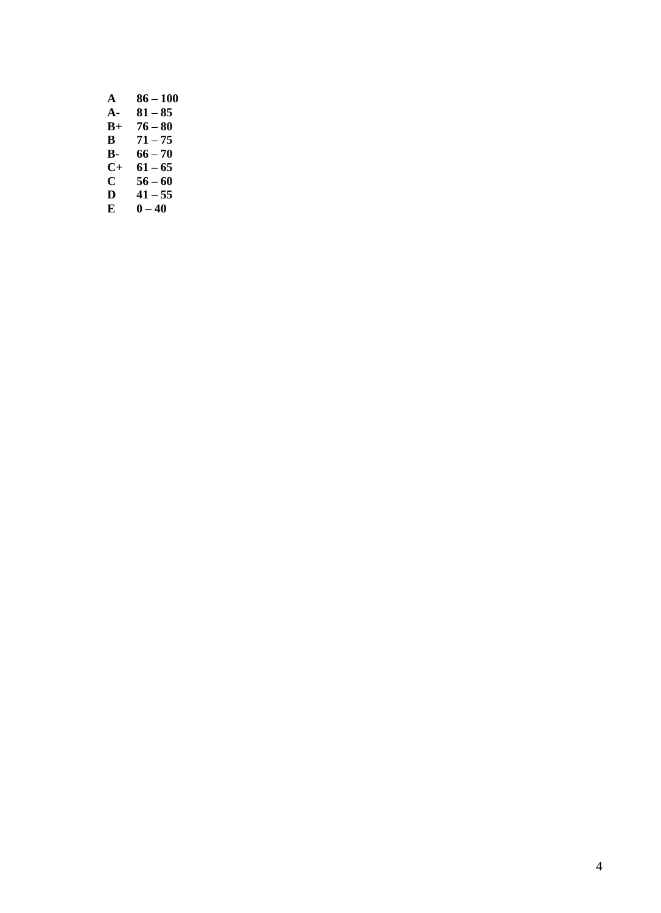| | |
|---|---|
| **A** | **86 – 100** |
| **A-** | **81 – 85** |
| **B+** | **76 – 80** |
| **B** | **71 – 75** |
| **B-** | **66 – 70** |
| **C+** | **61 – 65** |
| **C** | **56 – 60** |
| **D** | **41 – 55** |
| **E** | **0 – 40** |